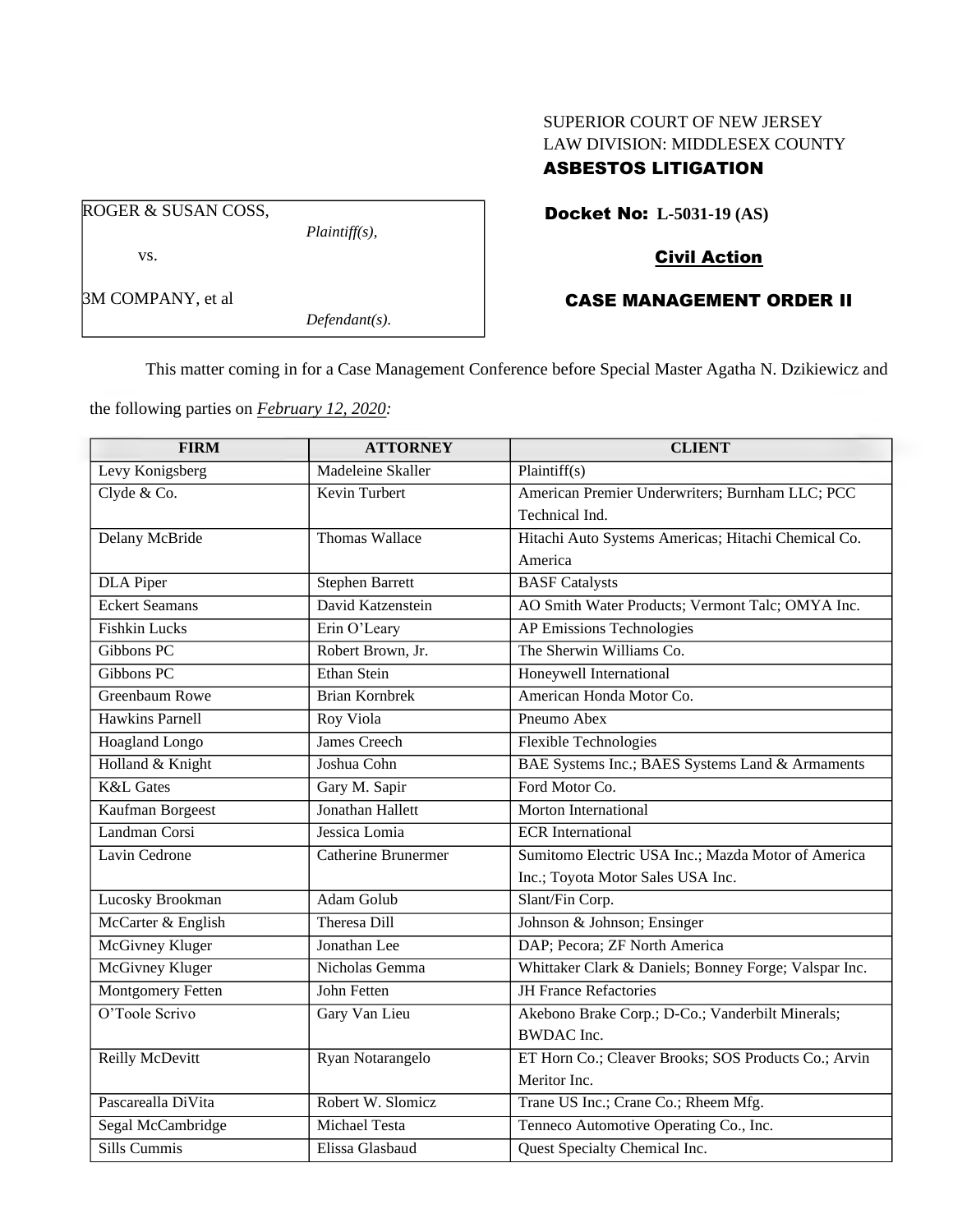SUPERIOR COURT OF NEW JERSEY
LAW DIVISION: MIDDLESEX COUNTY
**ASBESTOS LITIGATION**

ROGER & SUSAN COSS,
*Plaintiff(s),*

vs.

3M COMPANY, et al
*Defendant(s).*

**Docket No: L-5031-19 (AS)**

**Civil Action**

**CASE MANAGEMENT ORDER II**

This matter coming in for a Case Management Conference before Special Master Agatha N. Dzikiewicz and the following parties on ***February 12, 2020***:

| FIRM | ATTORNEY | CLIENT |
|---|---|---|
| Levy Konigsberg | Madeleine Skaller | Plaintiff(s) |
| Clyde & Co. | Kevin Turbert | American Premier Underwriters; Burnham LLC; PCC Technical Ind. |
| Delany McBride | Thomas Wallace | Hitachi Auto Systems Americas; Hitachi Chemical Co. America |
| DLA Piper | Stephen Barrett | BASF Catalysts |
| Eckert Seamans | David Katzenstein | AO Smith Water Products; Vermont Talc; OMYA Inc. |
| Fishkin Lucks | Erin O'Leary | AP Emissions Technologies |
| Gibbons PC | Robert Brown, Jr. | The Sherwin Williams Co. |
| Gibbons PC | Ethan Stein | Honeywell International |
| Greenbaum Rowe | Brian Kornbrek | American Honda Motor Co. |
| Hawkins Parnell | Roy Viola | Pneumo Abex |
| Hoagland Longo | James Creech | Flexible Technologies |
| Holland & Knight | Joshua Cohn | BAE Systems Inc.; BAES Systems Land & Armaments |
| K&L Gates | Gary M. Sapir | Ford Motor Co. |
| Kaufman Borgeest | Jonathan Hallett | Morton International |
| Landman Corsi | Jessica Lomia | ECR International |
| Lavin Cedrone | Catherine Brunermer | Sumitomo Electric USA Inc.; Mazda Motor of America Inc.; Toyota Motor Sales USA Inc. |
| Lucosky Brookman | Adam Golub | Slant/Fin Corp. |
| McCarter & English | Theresa Dill | Johnson & Johnson; Ensinger |
| McGivney Kluger | Jonathan Lee | DAP; Pecora; ZF North America |
| McGivney Kluger | Nicholas Gemma | Whittaker Clark & Daniels; Bonney Forge; Valspar Inc. |
| Montgomery Fetten | John Fetten | JH France Refactories |
| O'Toole Scrivo | Gary Van Lieu | Akebono Brake Corp.; D-Co.; Vanderbilt Minerals; BWDAC Inc. |
| Reilly McDevitt | Ryan Notarangelo | ET Horn Co.; Cleaver Brooks; SOS Products Co.; Arvin Meritor Inc. |
| Pascarealla DiVita | Robert W. Slomicz | Trane US Inc.; Crane Co.; Rheem Mfg. |
| Segal McCambridge | Michael Testa | Tenneco Automotive Operating Co., Inc. |
| Sills Cummis | Elissa Glasbaud | Quest Specialty Chemical Inc. |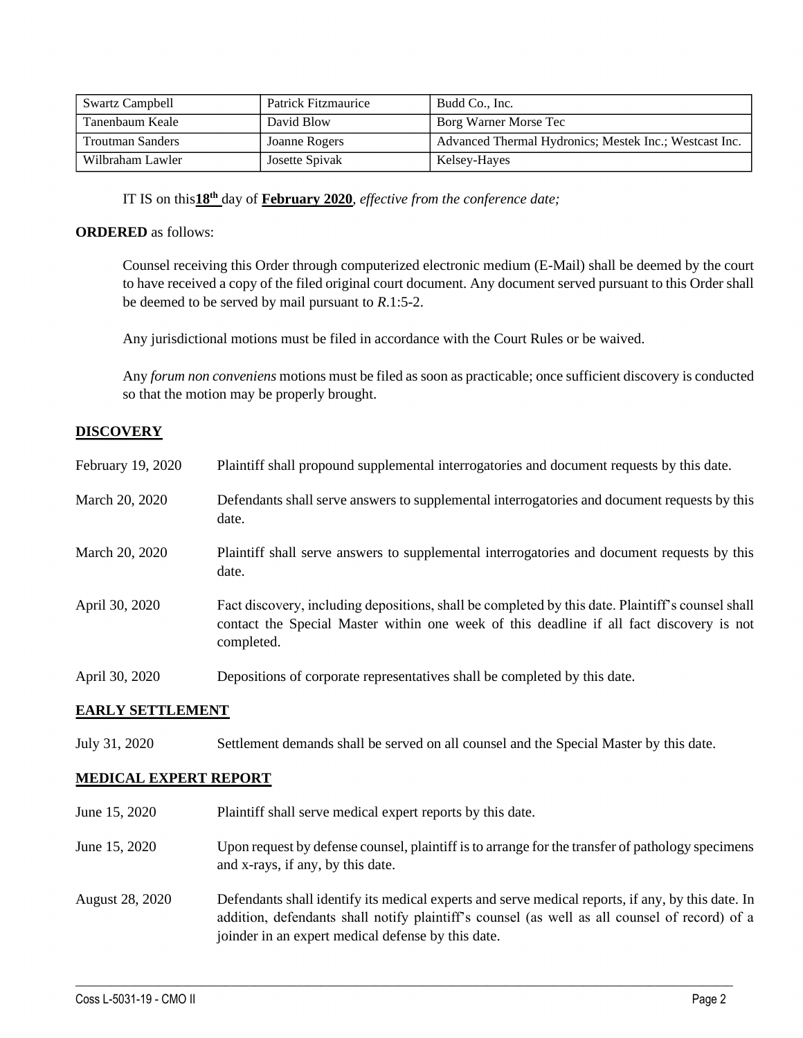| Swartz Campbell | Patrick Fitzmaurice | Budd Co., Inc. |
|---|---|---|
| Tanenbaum Keale | David Blow | Borg Warner Morse Tec |
| Troutman Sanders | Joanne Rogers | Advanced Thermal Hydronics; Mestek Inc.; Westcast Inc. |
| Wilbraham Lawler | Josette Spivak | Kelsey-Hayes |

IT IS on this **18th** day of **February 2020**, *effective from the conference date;*

**ORDERED** as follows:

Counsel receiving this Order through computerized electronic medium (E-Mail) shall be deemed by the court to have received a copy of the filed original court document. Any document served pursuant to this Order shall be deemed to be served by mail pursuant to *R*.1:5-2.

Any jurisdictional motions must be filed in accordance with the Court Rules or be waived.

Any *forum non conveniens* motions must be filed as soon as practicable; once sufficient discovery is conducted so that the motion may be properly brought.

## DISCOVERY

| | |
|---|---|
| February 19, 2020 | Plaintiff shall propound supplemental interrogatories and document requests by this date. |
| March 20, 2020 | Defendants shall serve answers to supplemental interrogatories and document requests by this date. |
| March 20, 2020 | Plaintiff shall serve answers to supplemental interrogatories and document requests by this date. |
| April 30, 2020 | Fact discovery, including depositions, shall be completed by this date. Plaintiff's counsel shall contact the Special Master within one week of this deadline if all fact discovery is not completed. |
| April 30, 2020 | Depositions of corporate representatives shall be completed by this date. |

## EARLY SETTLEMENT

| | |
|---|---|
| July 31, 2020 | Settlement demands shall be served on all counsel and the Special Master by this date. |

## MEDICAL EXPERT REPORT

| | |
|---|---|
| June 15, 2020 | Plaintiff shall serve medical expert reports by this date. |
| June 15, 2020 | Upon request by defense counsel, plaintiff is to arrange for the transfer of pathology specimens and x-rays, if any, by this date. |
| August 28, 2020 | Defendants shall identify its medical experts and serve medical reports, if any, by this date. In addition, defendants shall notify plaintiff's counsel (as well as all counsel of record) of a joinder in an expert medical defense by this date. |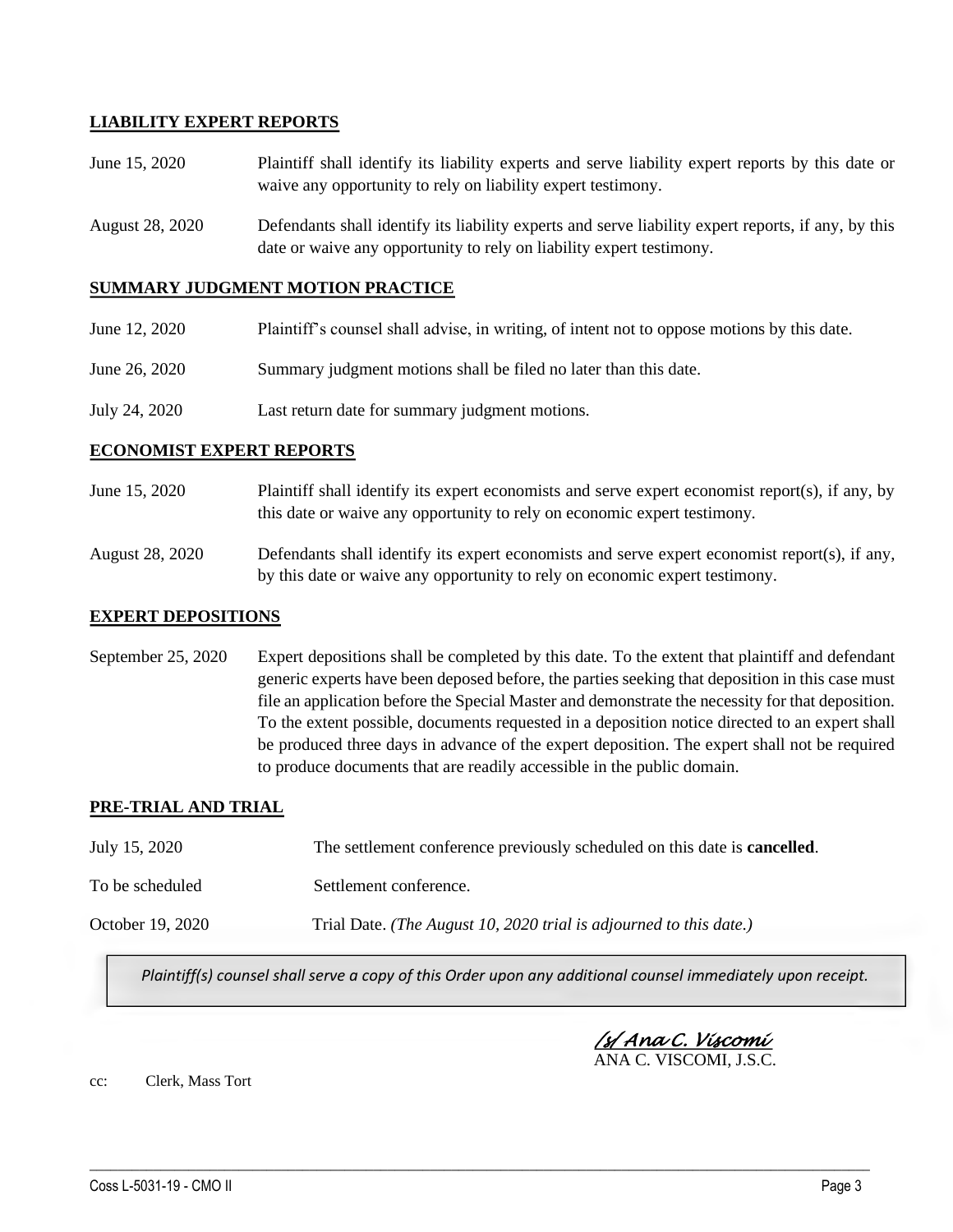**LIABILITY EXPERT REPORTS**

| | |
|---|---|
| June 15, 2020 | Plaintiff shall identify its liability experts and serve liability expert reports by this date or waive any opportunity to rely on liability expert testimony. |
| August 28, 2020 | Defendants shall identify its liability experts and serve liability expert reports, if any, by this date or waive any opportunity to rely on liability expert testimony. |

**SUMMARY JUDGMENT MOTION PRACTICE**

| | |
|---|---|
| June 12, 2020 | Plaintiff's counsel shall advise, in writing, of intent not to oppose motions by this date. |
| June 26, 2020 | Summary judgment motions shall be filed no later than this date. |
| July 24, 2020 | Last return date for summary judgment motions. |

**ECONOMIST EXPERT REPORTS**

| | |
|---|---|
| June 15, 2020 | Plaintiff shall identify its expert economists and serve expert economist report(s), if any, by this date or waive any opportunity to rely on economic expert testimony. |
| August 28, 2020 | Defendants shall identify its expert economists and serve expert economist report(s), if any, by this date or waive any opportunity to rely on economic expert testimony. |

**EXPERT DEPOSITIONS**

| | |
|---|---|
| September 25, 2020 | Expert depositions shall be completed by this date. To the extent that plaintiff and defendant generic experts have been deposed before, the parties seeking that deposition in this case must file an application before the Special Master and demonstrate the necessity for that deposition. To the extent possible, documents requested in a deposition notice directed to an expert shall be produced three days in advance of the expert deposition. The expert shall not be required to produce documents that are readily accessible in the public domain. |

**PRE-TRIAL AND TRIAL**

| | |
|---|---|
| July 15, 2020 | The settlement conference previously scheduled on this date is **cancelled**. |
| To be scheduled | Settlement conference. |
| October 19, 2020 | Trial Date. *(The August 10, 2020 trial is adjourned to this date.)* |

*Plaintiff(s) counsel shall serve a copy of this Order upon any additional counsel immediately upon receipt.*

*/s/ Ana C. Viscomi*
ANA C. VISCOMI, J.S.C.

cc: Clerk, Mass Tort

Coss L-5031-19 - CMO II